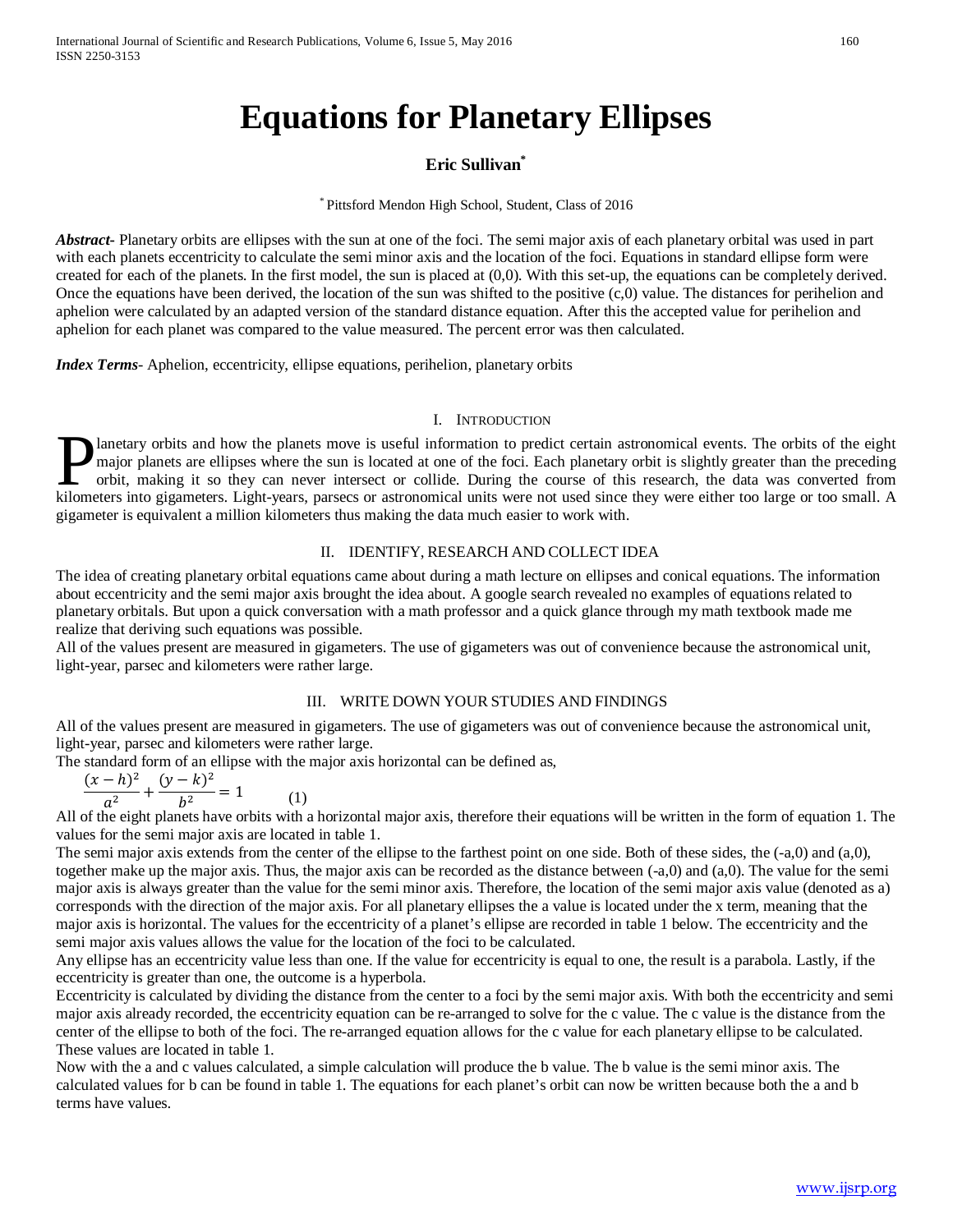# Equations for Planetary Ellipses

**Eric Sullivan[*]**

[*] Pittsford Mendon High School, Student, Class of 2016

***Abstract***- Planetary orbits are ellipses with the sun at one of the foci. The semi major axis of each planetary orbital was used in part with each planets eccentricity to calculate the semi minor axis and the location of the foci. Equations in standard ellipse form were created for each of the planets. In the first model, the sun is placed at (0,0). With this set-up, the equations can be completely derived. Once the equations have been derived, the location of the sun was shifted to the positive (c,0) value. The distances for perihelion and aphelion were calculated by an adapted version of the standard distance equation. After this the accepted value for perihelion and aphelion for each planet was compared to the value measured. The percent error was then calculated.

***Index Terms***- Aphelion, eccentricity, ellipse equations, perihelion, planetary orbits

## I. Introduction

Planetary orbits and how the planets move is useful information to predict certain astronomical events. The orbits of the eight major planets are ellipses where the sun is located at one of the foci. Each planetary orbit is slightly greater than the preceding orbit, making it so they can never intersect or collide. During the course of this research, the data was converted from kilometers into gigameters. Light-years, parsecs or astronomical units were not used since they were either too large or too small. A gigameter is equivalent a million kilometers thus making the data much easier to work with.

## II. Identify, Research and Collect Idea

The idea of creating planetary orbital equations came about during a math lecture on ellipses and conical equations. The information about eccentricity and the semi major axis brought the idea about. A google search revealed no examples of equations related to planetary orbitals. But upon a quick conversation with a math professor and a quick glance through my math textbook made me realize that deriving such equations was possible.

All of the values present are measured in gigameters. The use of gigameters was out of convenience because the astronomical unit, light-year, parsec and kilometers were rather large.

## III. Write Down Your Studies and Findings

All of the values present are measured in gigameters. The use of gigameters was out of convenience because the astronomical unit, light-year, parsec and kilometers were rather large.

The standard form of an ellipse with the major axis horizontal can be defined as,

$$\frac{(x-h)^2}{a^2}+\frac{(y-k)^2}{b^2}=1 \qquad (1)$$

All of the eight planets have orbits with a horizontal major axis, therefore their equations will be written in the form of equation 1. The values for the semi major axis are located in table 1.

The semi major axis extends from the center of the ellipse to the farthest point on one side. Both of these sides, the (-a,0) and (a,0), together make up the major axis. Thus, the major axis can be recorded as the distance between (-a,0) and (a,0). The value for the semi major axis is always greater than the value for the semi minor axis. Therefore, the location of the semi major axis value (denoted as a) corresponds with the direction of the major axis. For all planetary ellipses the a value is located under the x term, meaning that the major axis is horizontal. The values for the eccentricity of a planet's ellipse are recorded in table 1 below. The eccentricity and the semi major axis values allows the value for the location of the foci to be calculated.

Any ellipse has an eccentricity value less than one. If the value for eccentricity is equal to one, the result is a parabola. Lastly, if the eccentricity is greater than one, the outcome is a hyperbola.

Eccentricity is calculated by dividing the distance from the center to a foci by the semi major axis. With both the eccentricity and semi major axis already recorded, the eccentricity equation can be re-arranged to solve for the c value. The c value is the distance from the center of the ellipse to both of the foci. The re-arranged equation allows for the c value for each planetary ellipse to be calculated. These values are located in table 1.

Now with the a and c values calculated, a simple calculation will produce the b value. The b value is the semi minor axis. The calculated values for b can be found in table 1. The equations for each planet's orbit can now be written because both the a and b terms have values.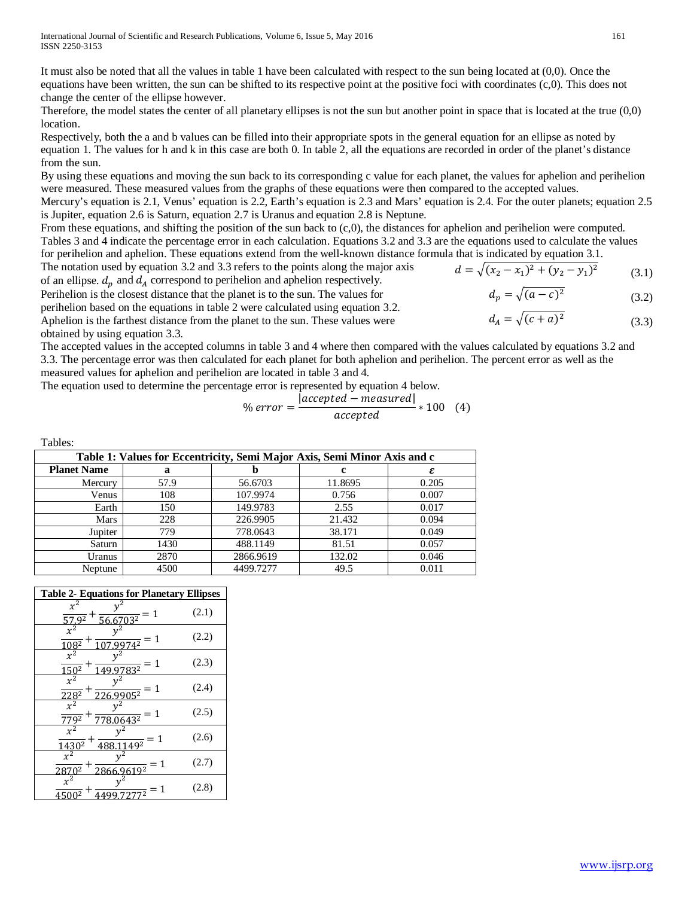It must also be noted that all the values in table 1 have been calculated with respect to the sun being located at (0,0). Once the equations have been written, the sun can be shifted to its respective point at the positive foci with coordinates (c,0). This does not change the center of the ellipse however.

Therefore, the model states the center of all planetary ellipses is not the sun but another point in space that is located at the true (0,0) location.

Respectively, both the a and b values can be filled into their appropriate spots in the general equation for an ellipse as noted by equation 1. The values for h and k in this case are both 0. In table 2, all the equations are recorded in order of the planet's distance from the sun.

By using these equations and moving the sun back to its corresponding c value for each planet, the values for aphelion and perihelion were measured. These measured values from the graphs of these equations were then compared to the accepted values.

Mercury's equation is 2.1, Venus' equation is 2.2, Earth's equation is 2.3 and Mars' equation is 2.4. For the outer planets; equation 2.5 is Jupiter, equation 2.6 is Saturn, equation 2.7 is Uranus and equation 2.8 is Neptune.

From these equations, and shifting the position of the sun back to (c,0), the distances for aphelion and perihelion were computed. Tables 3 and 4 indicate the percentage error in each calculation. Equations 3.2 and 3.3 are the equations used to calculate the values for perihelion and aphelion. These equations extend from the well-known distance formula that is indicated by equation 3.1.

$$d = \sqrt{(x_2 - x_1)^2 + (y_2 - y_1)^2} \quad (3.1)$$

$$d_p = \sqrt{(a - c)^2} \quad (3.2)$$

$$d_A = \sqrt{(c + a)^2} \quad (3.3)$$

The notation used by equation 3.2 and 3.3 refers to the points along the major axis of an ellipse. $d_p$ and $d_A$ correspond to perihelion and aphelion respectively.

Perihelion is the closest distance that the planet is to the sun. The values for perihelion based on the equations in table 2 were calculated using equation 3.2.

Aphelion is the farthest distance from the planet to the sun. These values were obtained by using equation 3.3.

The accepted values in the accepted columns in table 3 and 4 where then compared with the values calculated by equations 3.2 and 3.3. The percentage error was then calculated for each planet for both aphelion and perihelion. The percent error as well as the measured values for aphelion and perihelion are located in table 3 and 4.

The equation used to determine the percentage error is represented by equation 4 below.

$$\%\ error = \frac{|accepted - measured|}{accepted} * 100 \quad (4)$$

Tables:

**Table 1: Values for Eccentricity, Semi Major Axis, Semi Minor Axis and c**

| Planet Name | a | b | c | $\varepsilon$ |
|---|---|---|---|---|
| Mercury | 57.9 | 56.6703 | 11.8695 | 0.205 |
| Venus | 108 | 107.9974 | 0.756 | 0.007 |
| Earth | 150 | 149.9783 | 2.55 | 0.017 |
| Mars | 228 | 226.9905 | 21.432 | 0.094 |
| Jupiter | 779 | 778.0643 | 38.171 | 0.049 |
| Saturn | 1430 | 488.1149 | 81.51 | 0.057 |
| Uranus | 2870 | 2866.9619 | 132.02 | 0.046 |
| Neptune | 4500 | 4499.7277 | 49.5 | 0.011 |

**Table 2- Equations for Planetary Ellipses**

| Equation | No. |
|---|---|
| $\frac{x^2}{57.9^2} + \frac{y^2}{56.6703^2} = 1$ | (2.1) |
| $\frac{x^2}{108^2} + \frac{y^2}{107.9974^2} = 1$ | (2.2) |
| $\frac{x^2}{150^2} + \frac{y^2}{149.9783^2} = 1$ | (2.3) |
| $\frac{x^2}{228^2} + \frac{y^2}{226.9905^2} = 1$ | (2.4) |
| $\frac{x^2}{779^2} + \frac{y^2}{778.0643^2} = 1$ | (2.5) |
| $\frac{x^2}{1430^2} + \frac{y^2}{488.1149^2} = 1$ | (2.6) |
| $\frac{x^2}{2870^2} + \frac{y^2}{2866.9619^2} = 1$ | (2.7) |
| $\frac{x^2}{4500^2} + \frac{y^2}{4499.7277^2} = 1$ | (2.8) |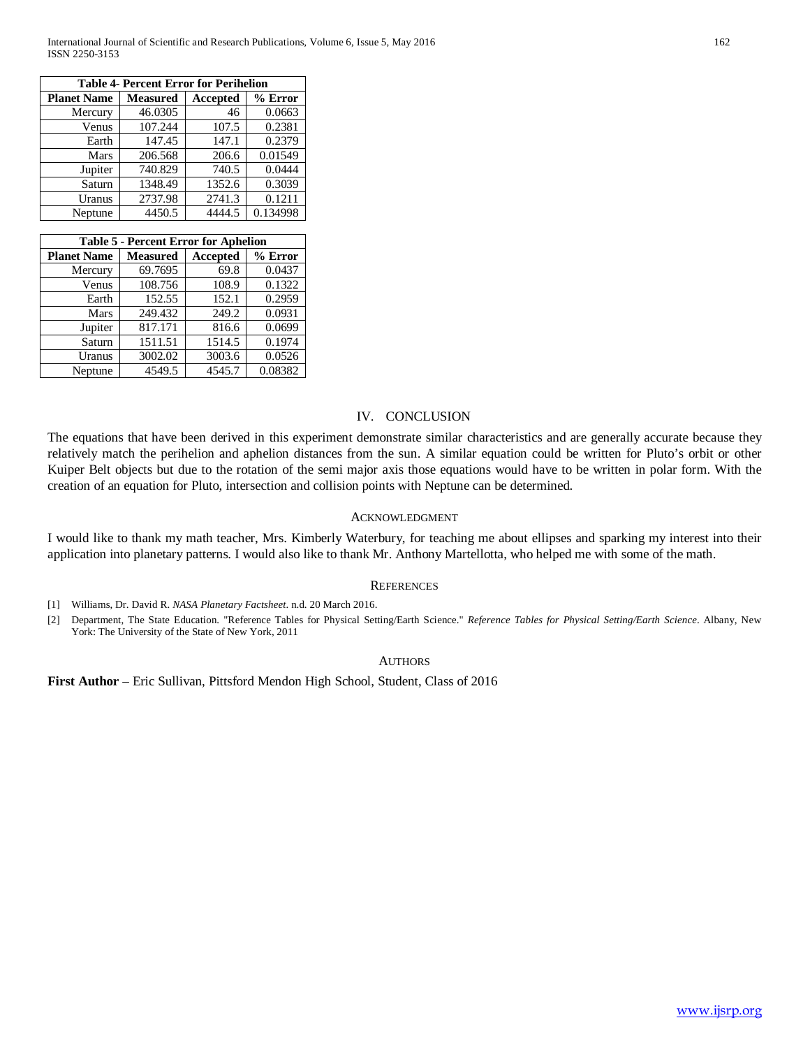| Table 4- Percent Error for Perihelion | | | |
|---|---|---|---|
| **Planet Name** | **Measured** | **Accepted** | **% Error** |
| Mercury | 46.0305 | 46 | 0.0663 |
| Venus | 107.244 | 107.5 | 0.2381 |
| Earth | 147.45 | 147.1 | 0.2379 |
| Mars | 206.568 | 206.6 | 0.01549 |
| Jupiter | 740.829 | 740.5 | 0.0444 |
| Saturn | 1348.49 | 1352.6 | 0.3039 |
| Uranus | 2737.98 | 2741.3 | 0.1211 |
| Neptune | 4450.5 | 4444.5 | 0.134998 |

| Table 5 - Percent Error for Aphelion | | | |
|---|---|---|---|
| **Planet Name** | **Measured** | **Accepted** | **% Error** |
| Mercury | 69.7695 | 69.8 | 0.0437 |
| Venus | 108.756 | 108.9 | 0.1322 |
| Earth | 152.55 | 152.1 | 0.2959 |
| Mars | 249.432 | 249.2 | 0.0931 |
| Jupiter | 817.171 | 816.6 | 0.0699 |
| Saturn | 1511.51 | 1514.5 | 0.1974 |
| Uranus | 3002.02 | 3003.6 | 0.0526 |
| Neptune | 4549.5 | 4545.7 | 0.08382 |

## IV. CONCLUSION

The equations that have been derived in this experiment demonstrate similar characteristics and are generally accurate because they relatively match the perihelion and aphelion distances from the sun. A similar equation could be written for Pluto's orbit or other Kuiper Belt objects but due to the rotation of the semi major axis those equations would have to be written in polar form. With the creation of an equation for Pluto, intersection and collision points with Neptune can be determined.

## ACKNOWLEDGMENT

I would like to thank my math teacher, Mrs. Kimberly Waterbury, for teaching me about ellipses and sparking my interest into their application into planetary patterns. I would also like to thank Mr. Anthony Martellotta, who helped me with some of the math.

## REFERENCES

[1] Williams, Dr. David R. *NASA Planetary Factsheet*. n.d. 20 March 2016.

[2] Department, The State Education. "Reference Tables for Physical Setting/Earth Science." *Reference Tables for Physical Setting/Earth Science*. Albany, New York: The University of the State of New York, 2011

## AUTHORS

**First Author** – Eric Sullivan, Pittsford Mendon High School, Student, Class of 2016